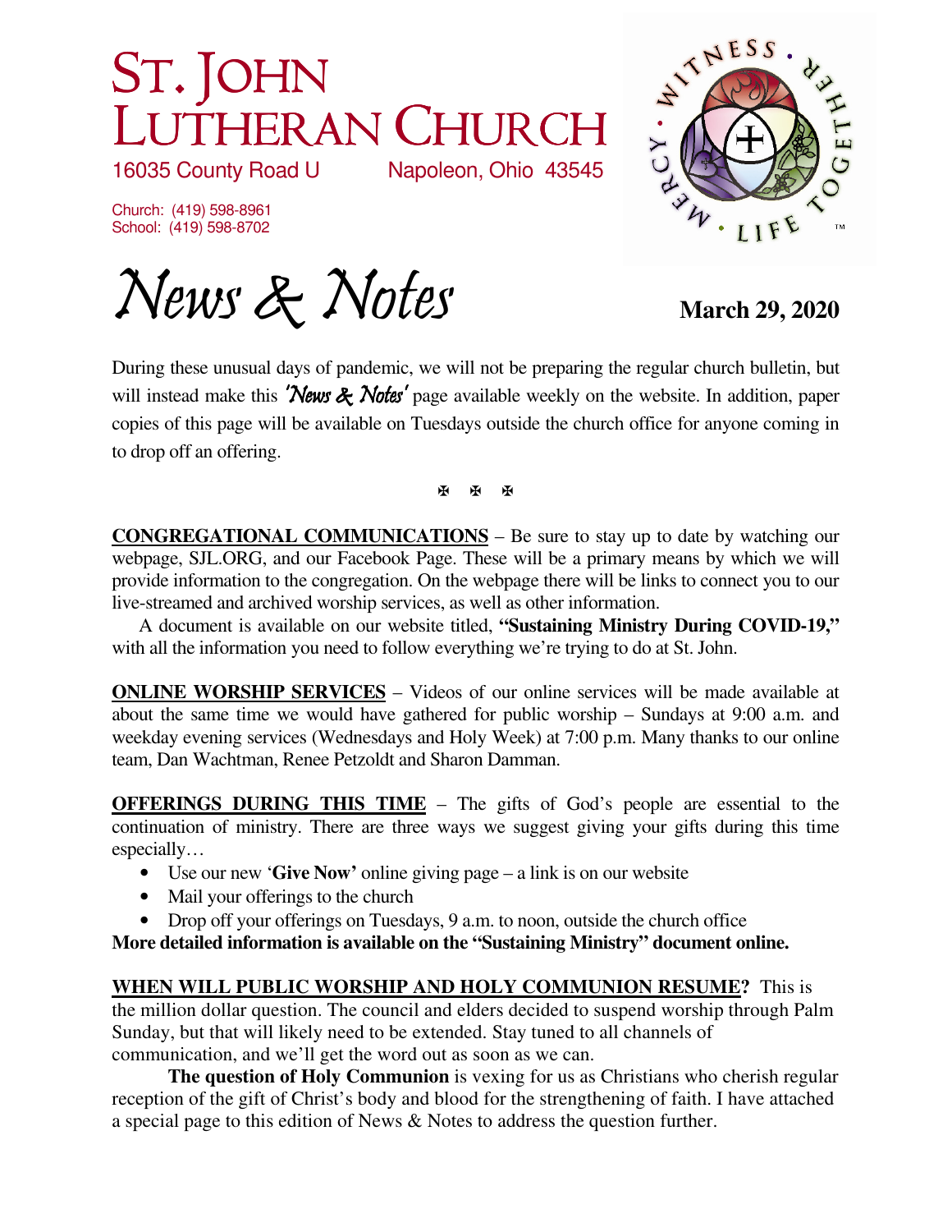# St. John Lutheran Church

16035 County Road U  Napoleon, Ohio 43545

Church: (419) 598-8961
School: (419) 598-8702

WITNESS • TOGETHER • LIFE • MERCY

# *News & Notes*

**March 29, 2020**

During these unusual days of pandemic, we will not be preparing the regular church bulletin, but will instead make this *'News & Notes'* page available weekly on the website. In addition, paper copies of this page will be available on Tuesdays outside the church office for anyone coming in to drop off an offering.

✠ ✠ ✠

**CONGREGATIONAL COMMUNICATIONS** – Be sure to stay up to date by watching our webpage, SJL.ORG, and our Facebook Page. These will be a primary means by which we will provide information to the congregation. On the webpage there will be links to connect you to our live-streamed and archived worship services, as well as other information.

A document is available on our website titled, **"Sustaining Ministry During COVID-19,"** with all the information you need to follow everything we're trying to do at St. John.

**ONLINE WORSHIP SERVICES** – Videos of our online services will be made available at about the same time we would have gathered for public worship – Sundays at 9:00 a.m. and weekday evening services (Wednesdays and Holy Week) at 7:00 p.m. Many thanks to our online team, Dan Wachtman, Renee Petzoldt and Sharon Damman.

**OFFERINGS DURING THIS TIME** – The gifts of God's people are essential to the continuation of ministry. There are three ways we suggest giving your gifts during this time especially…

- Use our new '**Give Now'** online giving page – a link is on our website
- Mail your offerings to the church
- Drop off your offerings on Tuesdays, 9 a.m. to noon, outside the church office

**More detailed information is available on the "Sustaining Ministry" document online.**

**WHEN WILL PUBLIC WORSHIP AND HOLY COMMUNION RESUME?** This is the million dollar question. The council and elders decided to suspend worship through Palm Sunday, but that will likely need to be extended. Stay tuned to all channels of communication, and we'll get the word out as soon as we can.

**The question of Holy Communion** is vexing for us as Christians who cherish regular reception of the gift of Christ's body and blood for the strengthening of faith. I have attached a special page to this edition of News & Notes to address the question further.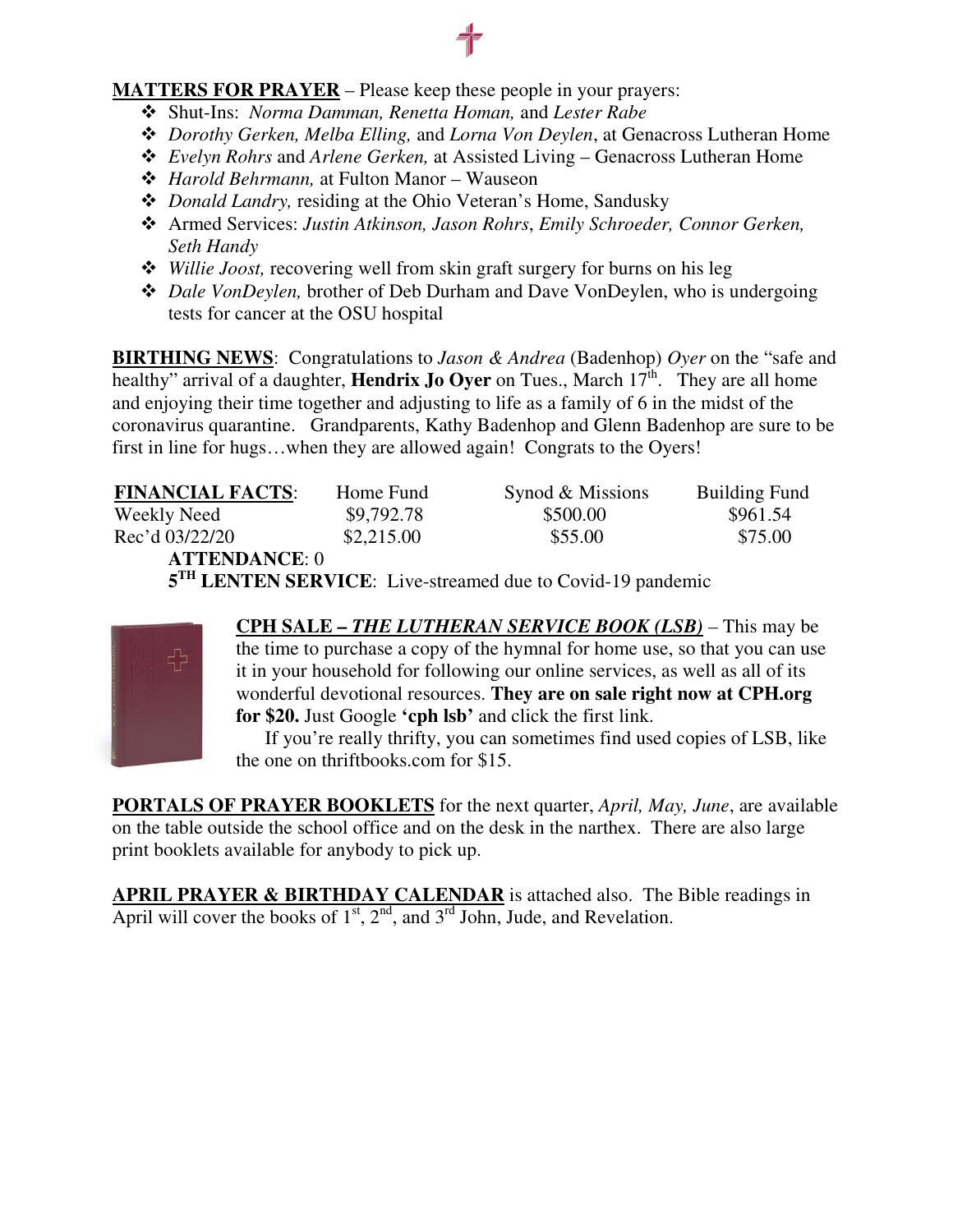**MATTERS FOR PRAYER** – Please keep these people in your prayers:

- Shut-Ins: *Norma Damman, Renetta Homan,* and *Lester Rabe*
- *Dorothy Gerken, Melba Elling,* and *Lorna Von Deylen*, at Genacross Lutheran Home
- *Evelyn Rohrs* and *Arlene Gerken,* at Assisted Living – Genacross Lutheran Home
- *Harold Behrmann,* at Fulton Manor – Wauseon
- *Donald Landry,* residing at the Ohio Veteran's Home, Sandusky
- Armed Services: *Justin Atkinson, Jason Rohrs*, *Emily Schroeder, Connor Gerken, Seth Handy*
- *Willie Joost,* recovering well from skin graft surgery for burns on his leg
- *Dale VonDeylen,* brother of Deb Durham and Dave VonDeylen, who is undergoing tests for cancer at the OSU hospital

**BIRTHING NEWS**: Congratulations to *Jason & Andrea* (Badenhop) *Oyer* on the "safe and healthy" arrival of a daughter, **Hendrix Jo Oyer** on Tues., March 17th. They are all home and enjoying their time together and adjusting to life as a family of 6 in the midst of the coronavirus quarantine. Grandparents, Kathy Badenhop and Glenn Badenhop are sure to be first in line for hugs…when they are allowed again! Congrats to the Oyers!

| **FINANCIAL FACTS**: | Home Fund | Synod & Missions | Building Fund |
|---|---|---|---|
| Weekly Need | $9,792.78 | $500.00 | $961.54 |
| Rec'd 03/22/20 | $2,215.00 | $55.00 | $75.00 |

**ATTENDANCE**: 0

**5TH LENTEN SERVICE**: Live-streamed due to Covid-19 pandemic

**CPH SALE – *THE LUTHERAN SERVICE BOOK (LSB)*** – This may be the time to purchase a copy of the hymnal for home use, so that you can use it in your household for following our online services, as well as all of its wonderful devotional resources. **They are on sale right now at CPH.org for $20.** Just Google **'cph lsb'** and click the first link.

If you're really thrifty, you can sometimes find used copies of LSB, like the one on thriftbooks.com for $15.

**PORTALS OF PRAYER BOOKLETS** for the next quarter, *April, May, June*, are available on the table outside the school office and on the desk in the narthex. There are also large print booklets available for anybody to pick up.

**APRIL PRAYER & BIRTHDAY CALENDAR** is attached also. The Bible readings in April will cover the books of 1st, 2nd, and 3rd John, Jude, and Revelation.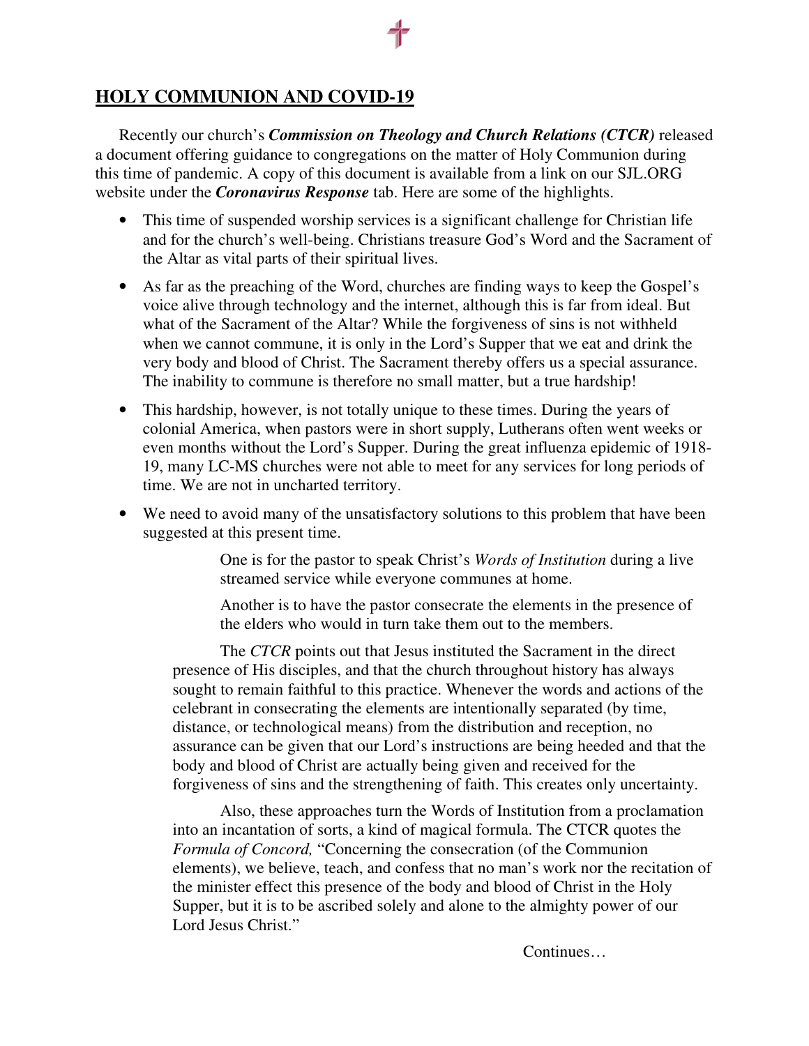## HOLY COMMUNION AND COVID-19

Recently our church's ***Commission on Theology and Church Relations (CTCR)*** released a document offering guidance to congregations on the matter of Holy Communion during this time of pandemic. A copy of this document is available from a link on our SJL.ORG website under the ***Coronavirus Response*** tab. Here are some of the highlights.

- This time of suspended worship services is a significant challenge for Christian life and for the church's well-being. Christians treasure God's Word and the Sacrament of the Altar as vital parts of their spiritual lives.
- As far as the preaching of the Word, churches are finding ways to keep the Gospel's voice alive through technology and the internet, although this is far from ideal. But what of the Sacrament of the Altar? While the forgiveness of sins is not withheld when we cannot commune, it is only in the Lord's Supper that we eat and drink the very body and blood of Christ. The Sacrament thereby offers us a special assurance. The inability to commune is therefore no small matter, but a true hardship!
- This hardship, however, is not totally unique to these times. During the years of colonial America, when pastors were in short supply, Lutherans often went weeks or even months without the Lord's Supper. During the great influenza epidemic of 1918-19, many LC-MS churches were not able to meet for any services for long periods of time. We are not in uncharted territory.
- We need to avoid many of the unsatisfactory solutions to this problem that have been suggested at this present time.

  One is for the pastor to speak Christ's *Words of Institution* during a live streamed service while everyone communes at home.

  Another is to have the pastor consecrate the elements in the presence of the elders who would in turn take them out to the members.

  The *CTCR* points out that Jesus instituted the Sacrament in the direct presence of His disciples, and that the church throughout history has always sought to remain faithful to this practice. Whenever the words and actions of the celebrant in consecrating the elements are intentionally separated (by time, distance, or technological means) from the distribution and reception, no assurance can be given that our Lord's instructions are being heeded and that the body and blood of Christ are actually being given and received for the forgiveness of sins and the strengthening of faith. This creates only uncertainty.

  Also, these approaches turn the Words of Institution from a proclamation into an incantation of sorts, a kind of magical formula. The CTCR quotes the *Formula of Concord,* "Concerning the consecration (of the Communion elements), we believe, teach, and confess that no man's work nor the recitation of the minister effect this presence of the body and blood of Christ in the Holy Supper, but it is to be ascribed solely and alone to the almighty power of our Lord Jesus Christ."

Continues…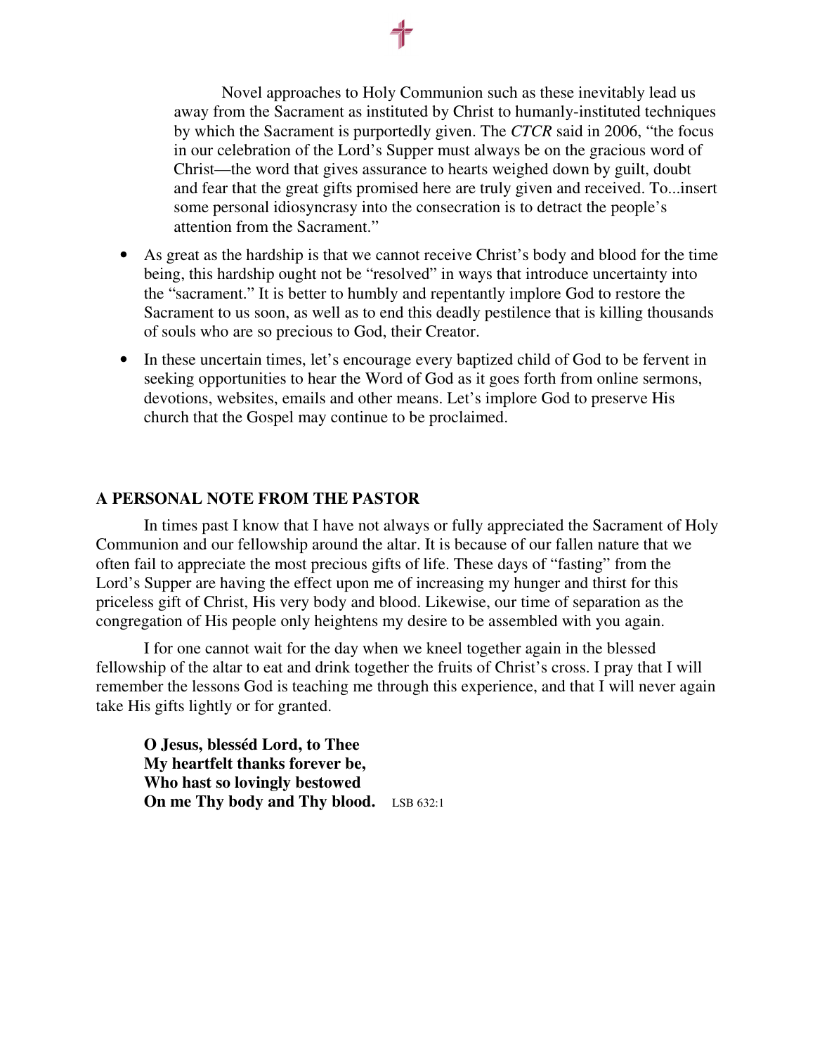Novel approaches to Holy Communion such as these inevitably lead us away from the Sacrament as instituted by Christ to humanly-instituted techniques by which the Sacrament is purportedly given. The *CTCR* said in 2006, "the focus in our celebration of the Lord's Supper must always be on the gracious word of Christ—the word that gives assurance to hearts weighed down by guilt, doubt and fear that the great gifts promised here are truly given and received. To...insert some personal idiosyncrasy into the consecration is to detract the people's attention from the Sacrament."

- As great as the hardship is that we cannot receive Christ's body and blood for the time being, this hardship ought not be "resolved" in ways that introduce uncertainty into the "sacrament." It is better to humbly and repentantly implore God to restore the Sacrament to us soon, as well as to end this deadly pestilence that is killing thousands of souls who are so precious to God, their Creator.
- In these uncertain times, let's encourage every baptized child of God to be fervent in seeking opportunities to hear the Word of God as it goes forth from online sermons, devotions, websites, emails and other means. Let's implore God to preserve His church that the Gospel may continue to be proclaimed.

## A PERSONAL NOTE FROM THE PASTOR

In times past I know that I have not always or fully appreciated the Sacrament of Holy Communion and our fellowship around the altar. It is because of our fallen nature that we often fail to appreciate the most precious gifts of life. These days of "fasting" from the Lord's Supper are having the effect upon me of increasing my hunger and thirst for this priceless gift of Christ, His very body and blood. Likewise, our time of separation as the congregation of His people only heightens my desire to be assembled with you again.

I for one cannot wait for the day when we kneel together again in the blessed fellowship of the altar to eat and drink together the fruits of Christ's cross. I pray that I will remember the lessons God is teaching me through this experience, and that I will never again take His gifts lightly or for granted.

**O Jesus, blesséd Lord, to Thee**
**My heartfelt thanks forever be,**
**Who hast so lovingly bestowed**
**On me Thy body and Thy blood.** LSB 632:1